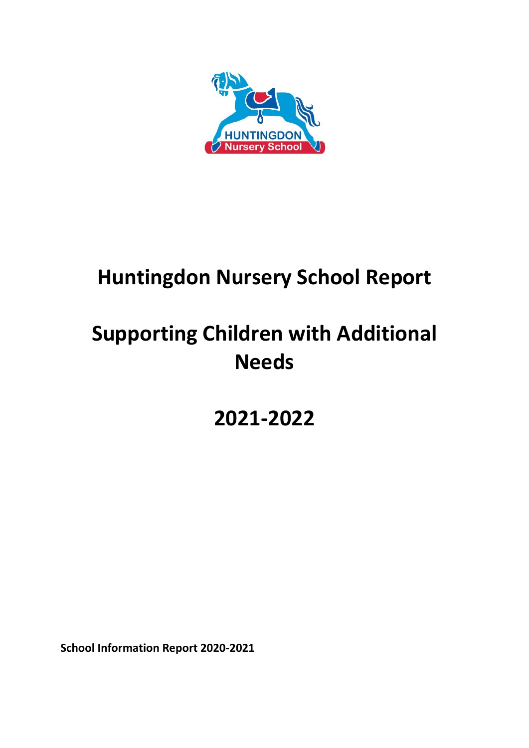HUNTINGDON Nursery School

# Huntingdon Nursery School Report

# Supporting Children with Additional Needs

# 2021-2022

**School Information Report 2020-2021**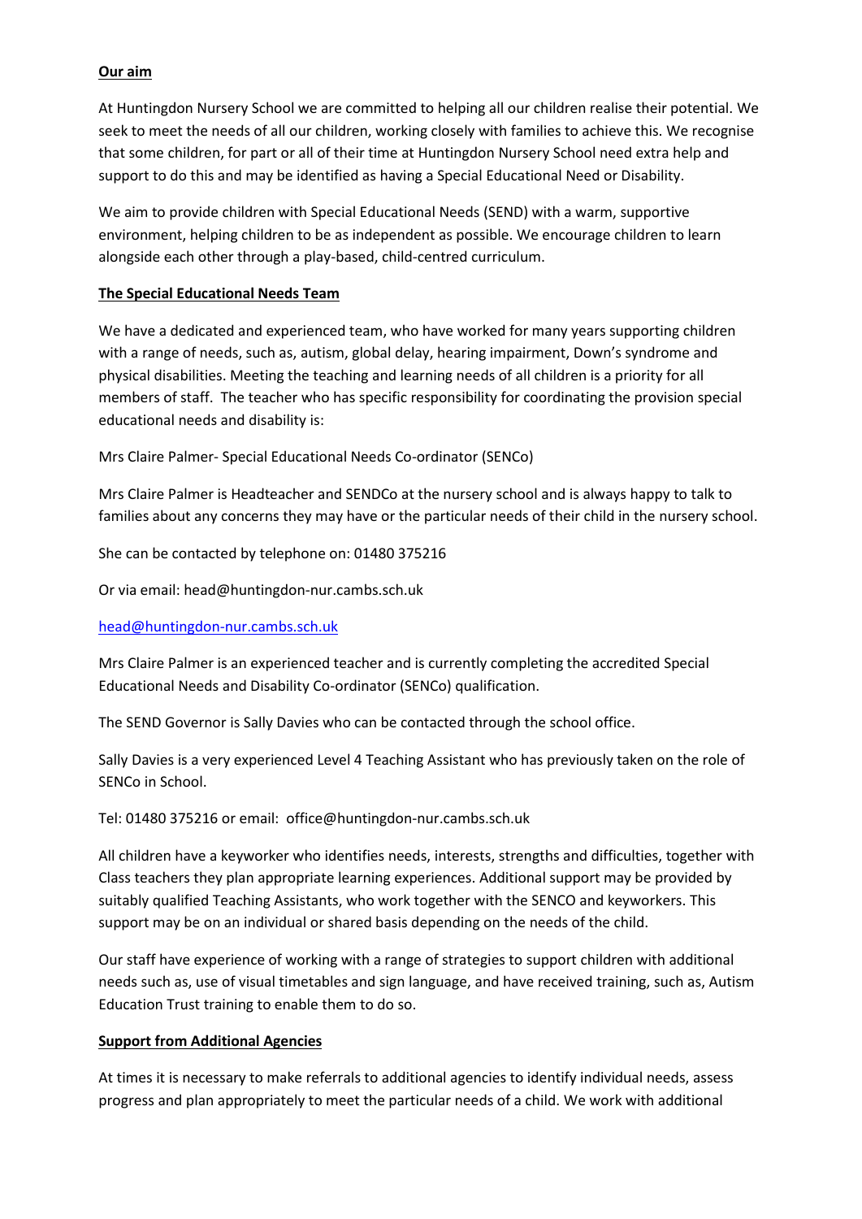**Our aim**

At Huntingdon Nursery School we are committed to helping all our children realise their potential. We seek to meet the needs of all our children, working closely with families to achieve this. We recognise that some children, for part or all of their time at Huntingdon Nursery School need extra help and support to do this and may be identified as having a Special Educational Need or Disability.

We aim to provide children with Special Educational Needs (SEND) with a warm, supportive environment, helping children to be as independent as possible. We encourage children to learn alongside each other through a play-based, child-centred curriculum.

**The Special Educational Needs Team**

We have a dedicated and experienced team, who have worked for many years supporting children with a range of needs, such as, autism, global delay, hearing impairment, Down's syndrome and physical disabilities. Meeting the teaching and learning needs of all children is a priority for all members of staff. The teacher who has specific responsibility for coordinating the provision special educational needs and disability is:

Mrs Claire Palmer- Special Educational Needs Co-ordinator (SENCo)

Mrs Claire Palmer is Headteacher and SENDCo at the nursery school and is always happy to talk to families about any concerns they may have or the particular needs of their child in the nursery school.

She can be contacted by telephone on: 01480 375216

Or via email: head@huntingdon-nur.cambs.sch.uk

head@huntingdon-nur.cambs.sch.uk

Mrs Claire Palmer is an experienced teacher and is currently completing the accredited Special Educational Needs and Disability Co-ordinator (SENCo) qualification.

The SEND Governor is Sally Davies who can be contacted through the school office.

Sally Davies is a very experienced Level 4 Teaching Assistant who has previously taken on the role of SENCo in School.

Tel: 01480 375216 or email: office@huntingdon-nur.cambs.sch.uk

All children have a keyworker who identifies needs, interests, strengths and difficulties, together with Class teachers they plan appropriate learning experiences. Additional support may be provided by suitably qualified Teaching Assistants, who work together with the SENCO and keyworkers. This support may be on an individual or shared basis depending on the needs of the child.

Our staff have experience of working with a range of strategies to support children with additional needs such as, use of visual timetables and sign language, and have received training, such as, Autism Education Trust training to enable them to do so.

**Support from Additional Agencies**

At times it is necessary to make referrals to additional agencies to identify individual needs, assess progress and plan appropriately to meet the particular needs of a child. We work with additional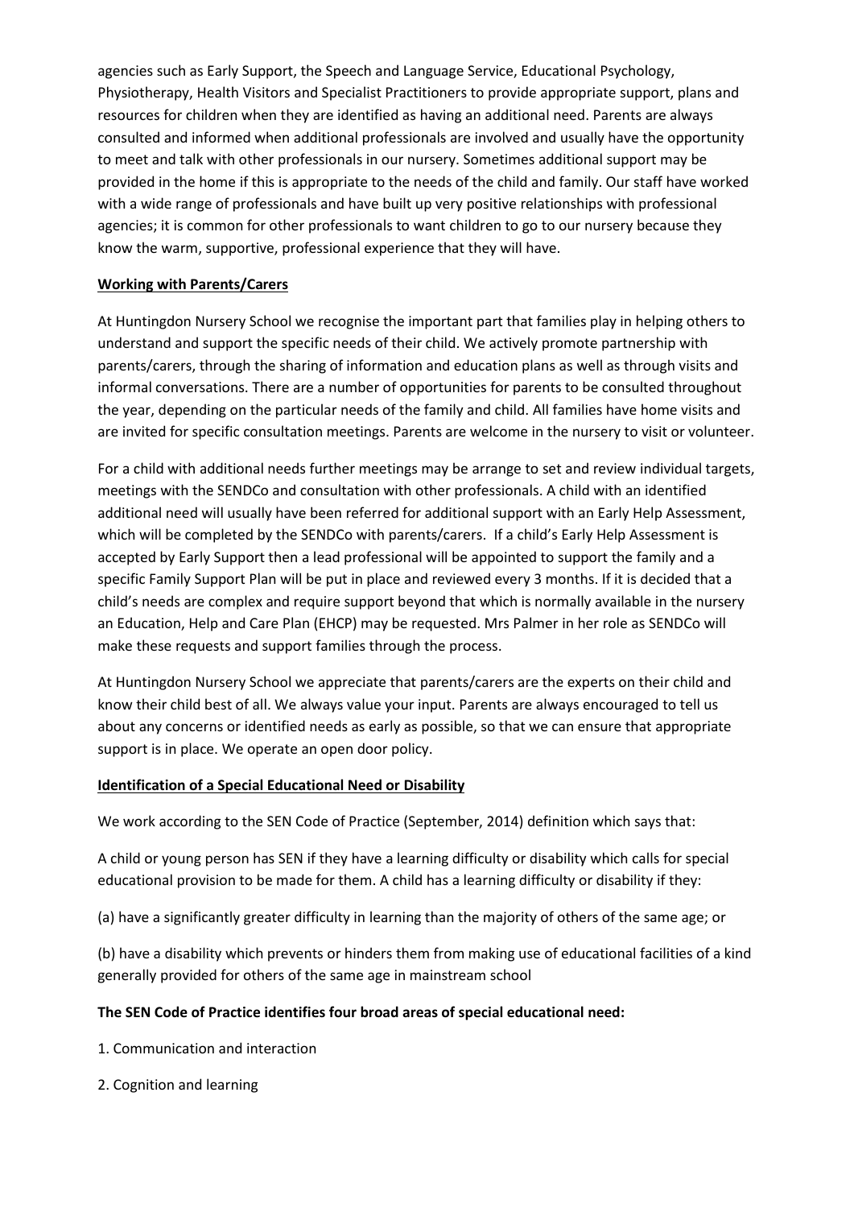agencies such as Early Support, the Speech and Language Service, Educational Psychology, Physiotherapy, Health Visitors and Specialist Practitioners to provide appropriate support, plans and resources for children when they are identified as having an additional need. Parents are always consulted and informed when additional professionals are involved and usually have the opportunity to meet and talk with other professionals in our nursery. Sometimes additional support may be provided in the home if this is appropriate to the needs of the child and family. Our staff have worked with a wide range of professionals and have built up very positive relationships with professional agencies; it is common for other professionals to want children to go to our nursery because they know the warm, supportive, professional experience that they will have.

**Working with Parents/Carers**

At Huntingdon Nursery School we recognise the important part that families play in helping others to understand and support the specific needs of their child. We actively promote partnership with parents/carers, through the sharing of information and education plans as well as through visits and informal conversations. There are a number of opportunities for parents to be consulted throughout the year, depending on the particular needs of the family and child. All families have home visits and are invited for specific consultation meetings. Parents are welcome in the nursery to visit or volunteer.

For a child with additional needs further meetings may be arrange to set and review individual targets, meetings with the SENDCo and consultation with other professionals. A child with an identified additional need will usually have been referred for additional support with an Early Help Assessment, which will be completed by the SENDCo with parents/carers. If a child's Early Help Assessment is accepted by Early Support then a lead professional will be appointed to support the family and a specific Family Support Plan will be put in place and reviewed every 3 months. If it is decided that a child's needs are complex and require support beyond that which is normally available in the nursery an Education, Help and Care Plan (EHCP) may be requested. Mrs Palmer in her role as SENDCo will make these requests and support families through the process.

At Huntingdon Nursery School we appreciate that parents/carers are the experts on their child and know their child best of all. We always value your input. Parents are always encouraged to tell us about any concerns or identified needs as early as possible, so that we can ensure that appropriate support is in place. We operate an open door policy.

**Identification of a Special Educational Need or Disability**

We work according to the SEN Code of Practice (September, 2014) definition which says that:

A child or young person has SEN if they have a learning difficulty or disability which calls for special educational provision to be made for them. A child has a learning difficulty or disability if they:

(a) have a significantly greater difficulty in learning than the majority of others of the same age; or

(b) have a disability which prevents or hinders them from making use of educational facilities of a kind generally provided for others of the same age in mainstream school

**The SEN Code of Practice identifies four broad areas of special educational need:**

1. Communication and interaction

2. Cognition and learning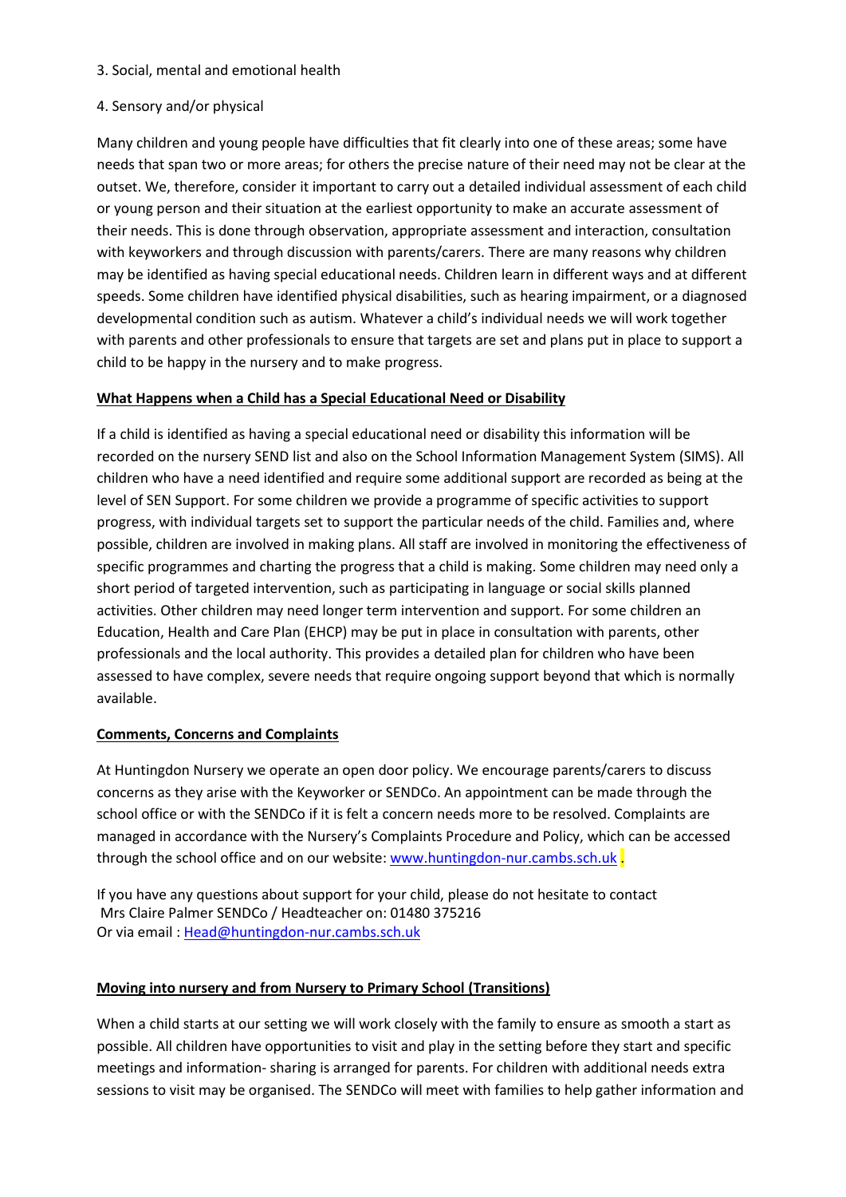3. Social, mental and emotional health

4. Sensory and/or physical

Many children and young people have difficulties that fit clearly into one of these areas; some have needs that span two or more areas; for others the precise nature of their need may not be clear at the outset. We, therefore, consider it important to carry out a detailed individual assessment of each child or young person and their situation at the earliest opportunity to make an accurate assessment of their needs. This is done through observation, appropriate assessment and interaction, consultation with keyworkers and through discussion with parents/carers. There are many reasons why children may be identified as having special educational needs. Children learn in different ways and at different speeds. Some children have identified physical disabilities, such as hearing impairment, or a diagnosed developmental condition such as autism. Whatever a child's individual needs we will work together with parents and other professionals to ensure that targets are set and plans put in place to support a child to be happy in the nursery and to make progress.

**What Happens when a Child has a Special Educational Need or Disability**

If a child is identified as having a special educational need or disability this information will be recorded on the nursery SEND list and also on the School Information Management System (SIMS). All children who have a need identified and require some additional support are recorded as being at the level of SEN Support. For some children we provide a programme of specific activities to support progress, with individual targets set to support the particular needs of the child. Families and, where possible, children are involved in making plans. All staff are involved in monitoring the effectiveness of specific programmes and charting the progress that a child is making. Some children may need only a short period of targeted intervention, such as participating in language or social skills planned activities. Other children may need longer term intervention and support. For some children an Education, Health and Care Plan (EHCP) may be put in place in consultation with parents, other professionals and the local authority. This provides a detailed plan for children who have been assessed to have complex, severe needs that require ongoing support beyond that which is normally available.

**Comments, Concerns and Complaints**

At Huntingdon Nursery we operate an open door policy. We encourage parents/carers to discuss concerns as they arise with the Keyworker or SENDCo. An appointment can be made through the school office or with the SENDCo if it is felt a concern needs more to be resolved. Complaints are managed in accordance with the Nursery's Complaints Procedure and Policy, which can be accessed through the school office and on our website: www.huntingdon-nur.cambs.sch.uk .

If you have any questions about support for your child, please do not hesitate to contact Mrs Claire Palmer SENDCo / Headteacher on: 01480 375216
Or via email : Head@huntingdon-nur.cambs.sch.uk

**Moving into nursery and from Nursery to Primary School (Transitions)**

When a child starts at our setting we will work closely with the family to ensure as smooth a start as possible. All children have opportunities to visit and play in the setting before they start and specific meetings and information- sharing is arranged for parents. For children with additional needs extra sessions to visit may be organised. The SENDCo will meet with families to help gather information and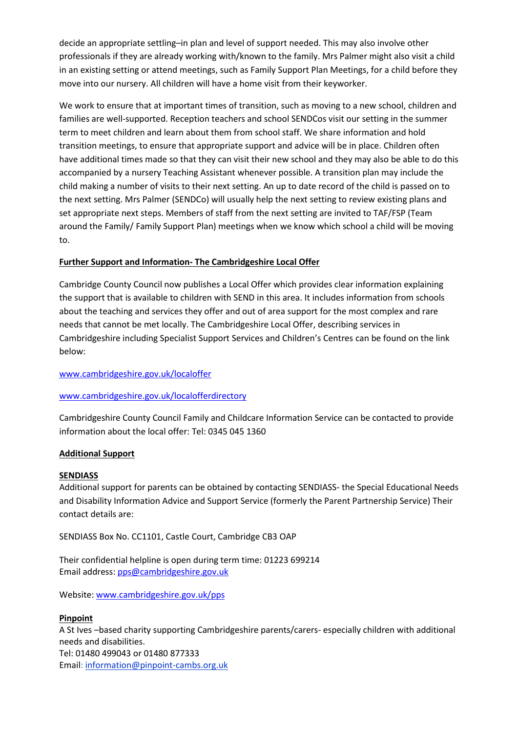decide an appropriate settling–in plan and level of support needed. This may also involve other professionals if they are already working with/known to the family. Mrs Palmer might also visit a child in an existing setting or attend meetings, such as Family Support Plan Meetings, for a child before they move into our nursery. All children will have a home visit from their keyworker.

We work to ensure that at important times of transition, such as moving to a new school, children and families are well-supported. Reception teachers and school SENDCos visit our setting in the summer term to meet children and learn about them from school staff. We share information and hold transition meetings, to ensure that appropriate support and advice will be in place. Children often have additional times made so that they can visit their new school and they may also be able to do this accompanied by a nursery Teaching Assistant whenever possible. A transition plan may include the child making a number of visits to their next setting. An up to date record of the child is passed on to the next setting. Mrs Palmer (SENDCo) will usually help the next setting to review existing plans and set appropriate next steps. Members of staff from the next setting are invited to TAF/FSP (Team around the Family/ Family Support Plan) meetings when we know which school a child will be moving to.

**Further Support and Information- The Cambridgeshire Local Offer**

Cambridge County Council now publishes a Local Offer which provides clear information explaining the support that is available to children with SEND in this area. It includes information from schools about the teaching and services they offer and out of area support for the most complex and rare needs that cannot be met locally. The Cambridgeshire Local Offer, describing services in Cambridgeshire including Specialist Support Services and Children's Centres can be found on the link below:

www.cambridgeshire.gov.uk/localoffer

www.cambridgeshire.gov.uk/localofferdirectory

Cambridgeshire County Council Family and Childcare Information Service can be contacted to provide information about the local offer: Tel: 0345 045 1360

**Additional Support**

**SENDIASS**

Additional support for parents can be obtained by contacting SENDIASS- the Special Educational Needs and Disability Information Advice and Support Service (formerly the Parent Partnership Service) Their contact details are:

SENDIASS Box No. CC1101, Castle Court, Cambridge CB3 OAP

Their confidential helpline is open during term time: 01223 699214
Email address: pps@cambridgeshire.gov.uk

Website: www.cambridgeshire.gov.uk/pps

**Pinpoint**

A St Ives –based charity supporting Cambridgeshire parents/carers- especially children with additional needs and disabilities.
Tel: 01480 499043 or 01480 877333
Email: information@pinpoint-cambs.org.uk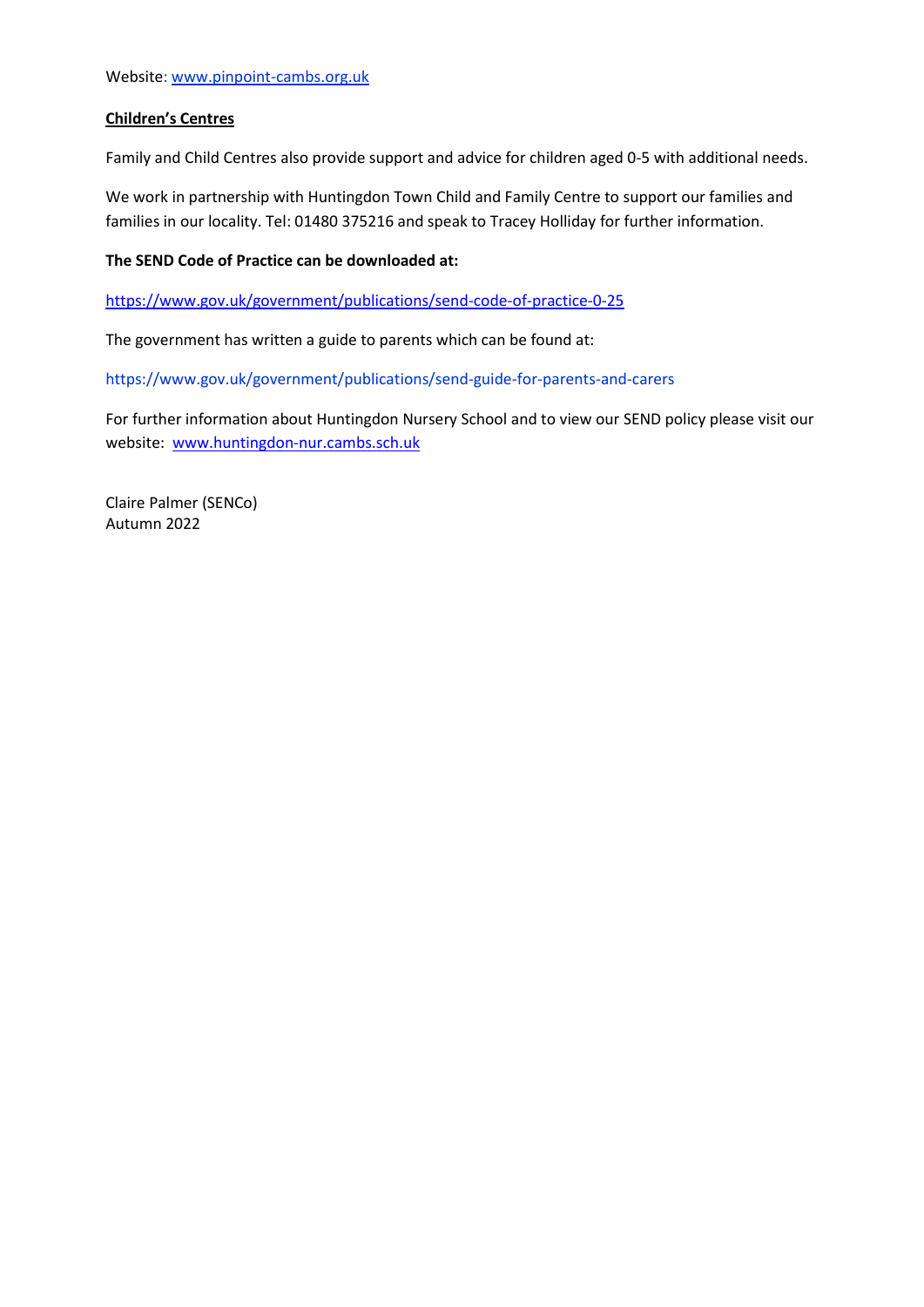Website: www.pinpoint-cambs.org.uk

**Children's Centres**

Family and Child Centres also provide support and advice for children aged 0-5 with additional needs.

We work in partnership with Huntingdon Town Child and Family Centre to support our families and families in our locality. Tel: 01480 375216 and speak to Tracey Holliday for further information.

**The SEND Code of Practice can be downloaded at:**

https://www.gov.uk/government/publications/send-code-of-practice-0-25

The government has written a guide to parents which can be found at:

https://www.gov.uk/government/publications/send-guide-for-parents-and-carers

For further information about Huntingdon Nursery School and to view our SEND policy please visit our website: www.huntingdon-nur.cambs.sch.uk

Claire Palmer (SENCo)
Autumn 2022